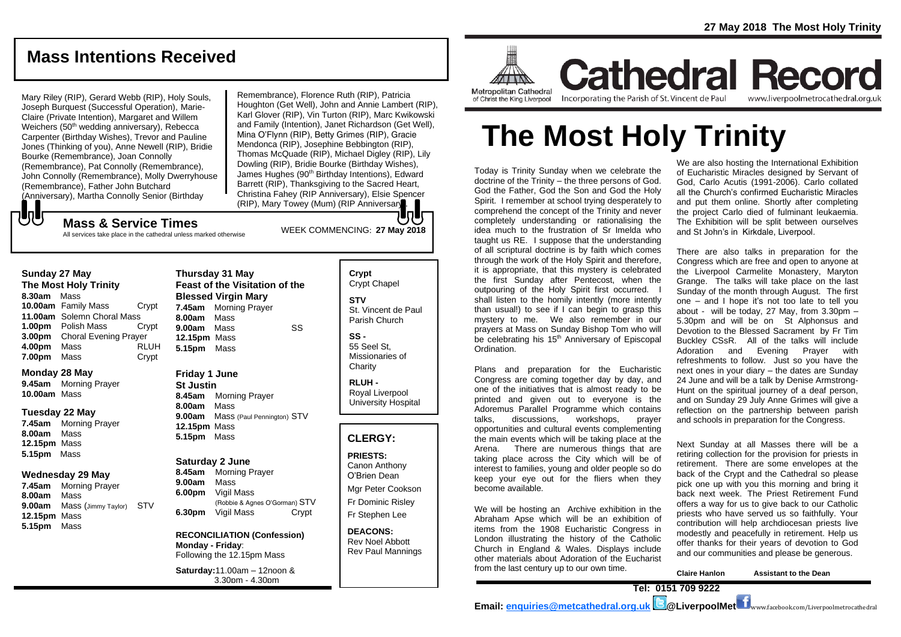## Mass Intentions Received

Mary Riley (RIP), Gerard Webb (RIP), Holy Souls, Joseph Burquest (Successful Operation), Marie-Claire (Private Intention), Margaret and Willem Weichers (50th wedding anniversary), Rebecca Carpenter (Birthday Wishes), Trevor and Pauline Jones (Thinking of you), Anne Newell (RIP), Bridie Bourke (Remembrance), Joan Connolly (Remembrance), Pat Connolly (Remembrance), John Connolly (Remembrance), Molly Dwerryhouse (Remembrance), Father John Butchard (Anniversary), Martha Connolly Senior (Birthday Remembrance), Florence Ruth (RIP), Patricia Houghton (Get Well), John and Annie Lambert (RIP), Karl Glover (RIP), Vin Turton (RIP), Marc Kwikowski and Family (Intention), Janet Richardson (Get Well), Mina O'Flynn (RIP), Betty Grimes (RIP), Gracie Mendonca (RIP), Josephine Bebbington (RIP), Thomas McQuade (RIP), Michael Digley (RIP), Lily Dowling (RIP), Bridie Bourke (Birthday Wishes), James Hughes (90th Birthday Intentions), Edward Barrett (RIP), Thanksgiving to the Sacred Heart, Christina Fahey (RIP Anniversary), Elsie Spencer (RIP), Mary Towey (Mum) (RIP Anniversary).

## Mass & Service Times

All services take place in the cathedral unless marked otherwise

WEEK COMMENCING: **27 May 2018**

### Sunday 27 May
**The Most Holy Trinity**

- **8.30am** Mass
- **10.00am** Family Mass — Crypt
- **11.00am** Solemn Choral Mass
- **1.00pm** Polish Mass — Crypt
- **3.00pm** Choral Evening Prayer
- **4.00pm** Mass — RLUH
- **7.00pm** Mass — Crypt

### Monday 28 May

- **9.45am** Morning Prayer
- **10.00am** Mass

### Tuesday 22 May

- **7.45am** Morning Prayer
- **8.00am** Mass
- **12.15pm** Mass
- **5.15pm** Mass

### Wednesday 29 May

- **7.45am** Morning Prayer
- **8.00am** Mass
- **9.00am** Mass (Jimmy Taylor) — STV
- **12.15pm** Mass
- **5.15pm** Mass

### Thursday 31 May
**Feast of the Visitation of the Blessed Virgin Mary**

- **7.45am** Morning Prayer
- **8.00am** Mass
- **9.00am** Mass — SS
- **12.15pm** Mass
- **5.15pm** Mass

### Friday 1 June
**St Justin**

- **8.45am** Morning Prayer
- **8.00am** Mass
- **9.00am** Mass (Paul Pennington) — STV
- **12.15pm** Mass
- **5.15pm** Mass

### Saturday 2 June

- **8.45am** Morning Prayer
- **9.00am** Mass
- **6.00pm** Vigil Mass (Robbie & Agnes O'Gorman) — STV
- **6.30pm** Vigil Mass — Crypt

**RECONCILIATION (Confession)**
**Monday - Friday**: Following the 12.15pm Mass

**Saturday:** 11.00am – 12noon & 3.30pm - 4.30pm

**Crypt** Crypt Chapel

**STV** St. Vincent de Paul Parish Church

**SS -** 55 Seel St, Missionaries of Charity

**RLUH -** Royal Liverpool University Hospital

## CLERGY:

**PRIESTS:**
Canon Anthony O'Brien Dean
Mgr Peter Cookson
Fr Dominic Risley
Fr Stephen Lee

**DEACONS:**
Rev Noel Abbott
Rev Paul Mannings

27 May 2018 The Most Holy Trinity

Metropolitan Cathedral of Christ the King Liverpool

# Cathedral Record

Incorporating the Parish of St. Vincent de Paul — www.liverpoolmetrocathedral.org.uk

# The Most Holy Trinity

Today is Trinity Sunday when we celebrate the doctrine of the Trinity – the three persons of God. God the Father, God the Son and God the Holy Spirit. I remember at school trying desperately to comprehend the concept of the Trinity and never completely understanding or rationalising the idea much to the frustration of Sr Imelda who taught us RE. I suppose that the understanding of all scriptural doctrine is by faith which comes through the work of the Holy Spirit and therefore, it is appropriate, that this mystery is celebrated the first Sunday after Pentecost, when the outpouring of the Holy Spirit first occurred. I shall listen to the homily intently (more intently than usual!) to see if I can begin to grasp this mystery to me. We also remember in our prayers at Mass on Sunday Bishop Tom who will be celebrating his 15th Anniversary of Episcopal Ordination.

Plans and preparation for the Eucharistic Congress are coming together day by day, and one of the initiatives that is almost ready to be printed and given out to everyone is the Adoremus Parallel Programme which contains talks, discussions, workshops, prayer opportunities and cultural events complementing the main events which will be taking place at the Arena. There are numerous things that are taking place across the City which will be of interest to families, young and older people so do keep your eye out for the fliers when they become available.

We will be hosting an Archive exhibition in the Abraham Apse which will be an exhibition of items from the 1908 Eucharistic Congress in London illustrating the history of the Catholic Church in England & Wales. Displays include other materials about Adoration of the Eucharist from the last century up to our own time.

We are also hosting the International Exhibition of Eucharistic Miracles designed by Servant of God, Carlo Acutis (1991-2006). Carlo collated all the Church's confirmed Eucharistic Miracles and put them online. Shortly after completing the project Carlo died of fulminant leukaemia. The Exhibition will be split between ourselves and St John's in Kirkdale, Liverpool.

There are also talks in preparation for the Congress which are free and open to anyone at the Liverpool Carmelite Monastery, Maryton Grange. The talks will take place on the last Sunday of the month through August. The first one – and I hope it's not too late to tell you about - will be today, 27 May, from 3.30pm – 5.30pm and will be on St Alphonsus and Devotion to the Blessed Sacrament by Fr Tim Buckley CSsR. All of the talks will include Adoration and Evening Prayer with refreshments to follow. Just so you have the next ones in your diary – the dates are Sunday 24 June and will be a talk by Denise Armstrong-Hunt on the spiritual journey of a deaf person, and on Sunday 29 July Anne Grimes will give a reflection on the partnership between parish and schools in preparation for the Congress.

Next Sunday at all Masses there will be a retiring collection for the provision for priests in retirement. There are some envelopes at the back of the Crypt and the Cathedral so please pick one up with you this morning and bring it back next week. The Priest Retirement Fund offers a way for us to give back to our Catholic priests who have served us so faithfully. Your contribution will help archdiocesan priests live modestly and peacefully in retirement. Help us offer thanks for their years of devotion to God and our communities and please be generous.

**Claire Hanlon** — **Assistant to the Dean**

**Tel: 0151 709 9222**

**Email: enquiries@metcathedral.org.uk** **@LiverpoolMet** www.facebook.com/Liverpoolmetrocathedral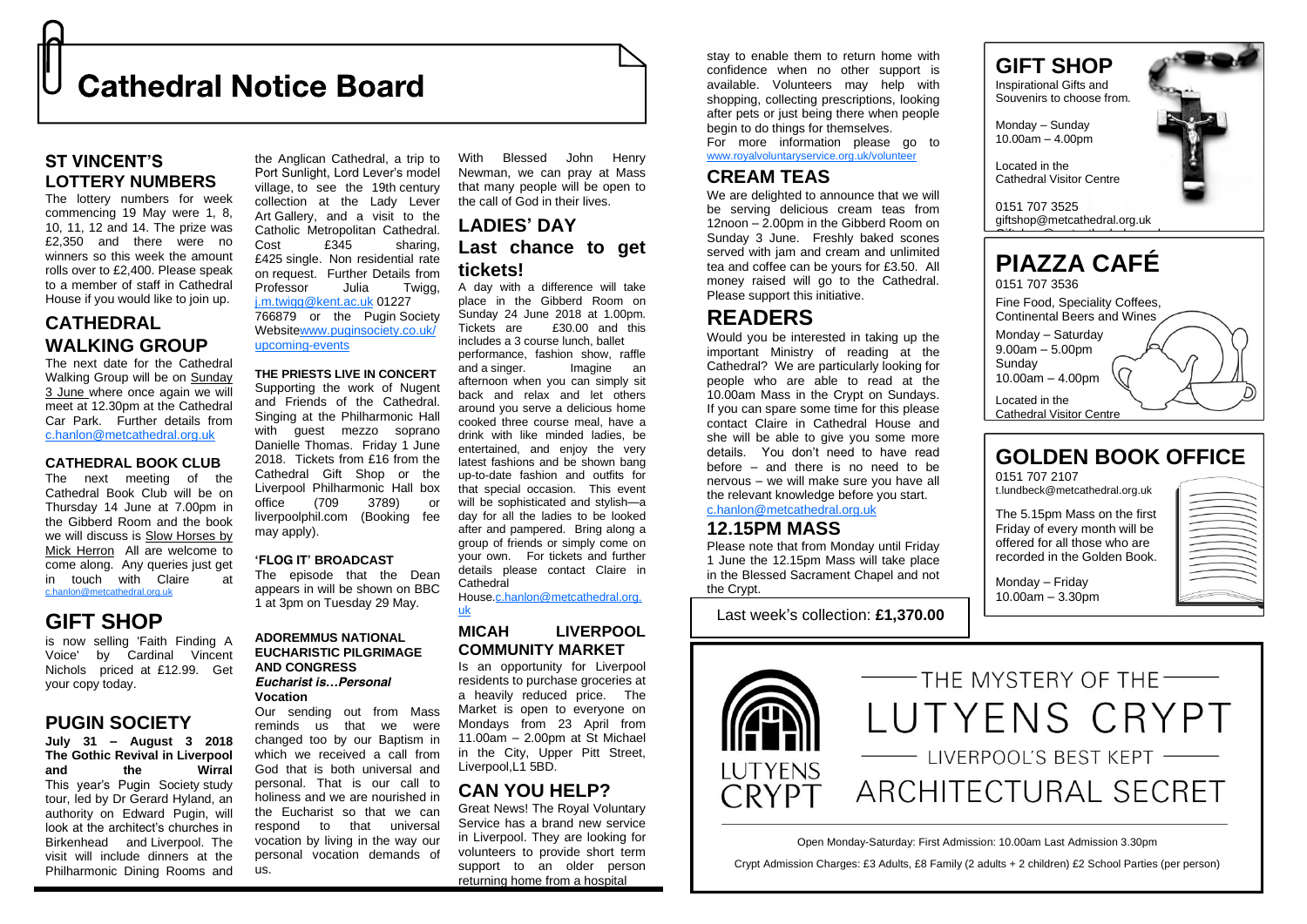# Cathedral Notice Board

## ST VINCENT'S LOTTERY NUMBERS

The lottery numbers for week commencing 19 May were 1, 8, 10, 11, 12 and 14. The prize was £2,350 and there were no winners so this week the amount rolls over to £2,400. Please speak to a member of staff in Cathedral House if you would like to join up.

## CATHEDRAL WALKING GROUP

The next date for the Cathedral Walking Group will be on Sunday 3 June where once again we will meet at 12.30pm at the Cathedral Car Park. Further details from c.hanlon@metcathedral.org.uk

### CATHEDRAL BOOK CLUB

The next meeting of the Cathedral Book Club will be on Thursday 14 June at 7.00pm in the Gibberd Room and the book we will discuss is Slow Horses by Mick Herron All are welcome to come along. Any queries just get in touch with Claire at c.hanlon@metcathedral.org.uk

## GIFT SHOP

is now selling 'Faith Finding A Voice' by Cardinal Vincent Nichols priced at £12.99. Get your copy today.

## PUGIN SOCIETY

**July 31 – August 3 2018 The Gothic Revival in Liverpool and the Wirral**
This year's Pugin Society study tour, led by Dr Gerard Hyland, an authority on Edward Pugin, will look at the architect's churches in Birkenhead and Liverpool. The visit will include dinners at the Philharmonic Dining Rooms and the Anglican Cathedral, a trip to Port Sunlight, Lord Lever's model village, to see the 19th century collection at the Lady Lever Art Gallery, and a visit to the Catholic Metropolitan Cathedral. Cost £345 sharing, £425 single. Non residential rate on request. Further Details from Professor Julia Twigg, j.m.twigg@kent.ac.uk 01227 766879 or the Pugin Society Websitewww.puginsociety.co.uk/upcoming-events

### THE PRIESTS LIVE IN CONCERT

Supporting the work of Nugent and Friends of the Cathedral. Singing at the Philharmonic Hall with guest mezzo soprano Danielle Thomas. Friday 1 June 2018. Tickets from £16 from the Cathedral Gift Shop or the Liverpool Philharmonic Hall box office (709 3789) or liverpoolphil.com (Booking fee may apply).

### 'FLOG IT' BROADCAST

The episode that the Dean appears in will be shown on BBC 1 at 3pm on Tuesday 29 May.

### ADOREMMUS NATIONAL EUCHARISTIC PILGRIMAGE AND CONGRESS

***Eucharist is…Personal***
**Vocation**

Our sending out from Mass reminds us that we were changed too by our Baptism in which we received a call from God that is both universal and personal. That is our call to holiness and we are nourished in the Eucharist so that we can respond to that universal vocation by living in the way our personal vocation demands of us.

With Blessed John Henry Newman, we can pray at Mass that many people will be open to the call of God in their lives.

## LADIES' DAY
## Last chance to get tickets!

A day with a difference will take place in the Gibberd Room on Sunday 24 June 2018 at 1.00pm. Tickets are £30.00 and this includes a 3 course lunch, ballet performance, fashion show, raffle and a singer. Imagine an afternoon when you can simply sit back and relax and let others around you serve a delicious home cooked three course meal, have a drink with like minded ladies, be entertained, and enjoy the very latest fashions and be shown bang up-to-date fashion and outfits for that special occasion. This event will be sophisticated and stylish—a day for all the ladies to be looked after and pampered. Bring along a group of friends or simply come on your own. For tickets and further details please contact Claire in Cathedral House.c.hanlon@metcathedral.org.uk

### MICAH LIVERPOOL COMMUNITY MARKET

Is an opportunity for Liverpool residents to purchase groceries at a heavily reduced price. The Market is open to everyone on Mondays from 23 April from 11.00am – 2.00pm at St Michael in the City, Upper Pitt Street, Liverpool,L1 5BD.

## CAN YOU HELP?

Great News! The Royal Voluntary Service has a brand new service in Liverpool. They are looking for volunteers to provide short term support to an older person returning home from a hospital stay to enable them to return home with confidence when no other support is available. Volunteers may help with shopping, collecting prescriptions, looking after pets or just being there when people begin to do things for themselves.
For more information please go to www.royalvoluntaryservice.org.uk/volunteer

## CREAM TEAS

We are delighted to announce that we will be serving delicious cream teas from 12noon – 2.00pm in the Gibberd Room on Sunday 3 June. Freshly baked scones served with jam and cream and unlimited tea and coffee can be yours for £3.50. All money raised will go to the Cathedral. Please support this initiative.

## READERS

Would you be interested in taking up the important Ministry of reading at the Cathedral? We are particularly looking for people who are able to read at the 10.00am Mass in the Crypt on Sundays. If you can spare some time for this please contact Claire in Cathedral House and she will be able to give you some more details. You don't need to have read before – and there is no need to be nervous – we will make sure you have all the relevant knowledge before you start. c.hanlon@metcathedral.org.uk

## 12.15PM MASS

Please note that from Monday until Friday 1 June the 12.15pm Mass will take place in the Blessed Sacrament Chapel and not the Crypt.

Last week's collection: **£1,370.00**

## GIFT SHOP

Inspirational Gifts and Souvenirs to choose from.

Monday – Sunday
10.00am – 4.00pm

Located in the Cathedral Visitor Centre

0151 707 3525
giftshop@metcathedral.org.uk

## PIAZZA CAFÉ

0151 707 3536

Fine Food, Speciality Coffees, Continental Beers and Wines

Monday – Saturday
9.00am – 5.00pm
Sunday
10.00am – 4.00pm

Located in the Cathedral Visitor Centre

## GOLDEN BOOK OFFICE

0151 707 2107
t.lundbeck@metcathedral.org.uk

The 5.15pm Mass on the first Friday of every month will be offered for all those who are recorded in the Golden Book.

Monday – Friday
10.00am – 3.30pm

LUTYENS CRYPT

THE MYSTERY OF THE LUTYENS CRYPT — LIVERPOOL'S BEST KEPT — ARCHITECTURAL SECRET

Open Monday-Saturday: First Admission: 10.00am Last Admission 3.30pm

Crypt Admission Charges: £3 Adults, £8 Family (2 adults + 2 children) £2 School Parties (per person)